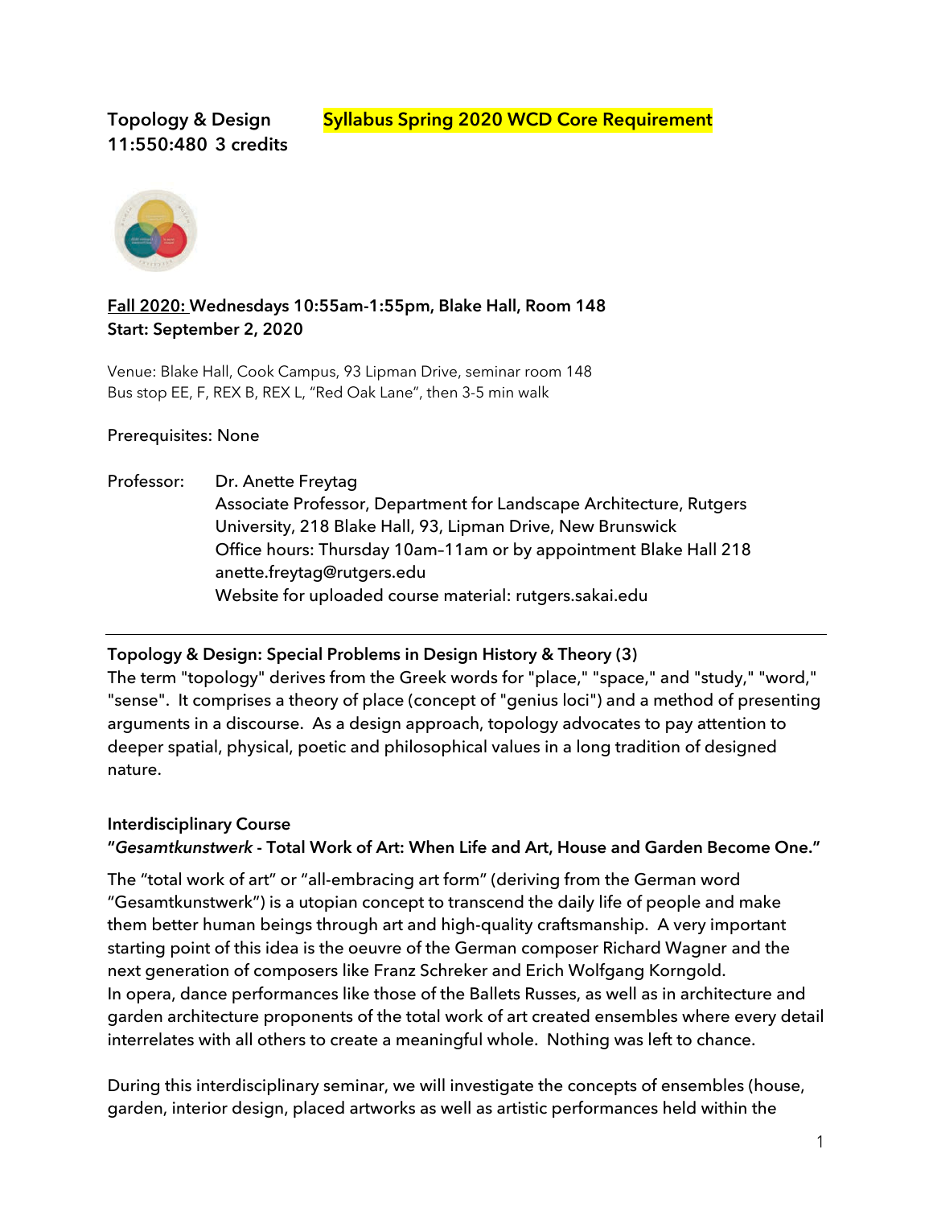**Topology & Design** **Syllabus Spring 2020 WCD Core Requirement**
**11:550:480 3 credits**

**Fall 2020: Wednesdays 10:55am-1:55pm, Blake Hall, Room 148**
**Start: September 2, 2020**

Venue: Blake Hall, Cook Campus, 93 Lipman Drive, seminar room 148
Bus stop EE, F, REX B, REX L, "Red Oak Lane", then 3-5 min walk

Prerequisites: None

Professor: Dr. Anette Freytag
Associate Professor, Department for Landscape Architecture, Rutgers University, 218 Blake Hall, 93, Lipman Drive, New Brunswick
Office hours: Thursday 10am–11am or by appointment Blake Hall 218
anette.freytag@rutgers.edu
Website for uploaded course material: rutgers.sakai.edu

---

**Topology & Design: Special Problems in Design History & Theory (3)**

The term "topology" derives from the Greek words for "place," "space," and "study," "word," "sense". It comprises a theory of place (concept of "genius loci") and a method of presenting arguments in a discourse. As a design approach, topology advocates to pay attention to deeper spatial, physical, poetic and philosophical values in a long tradition of designed nature.

**Interdisciplinary Course**

**"*Gesamtkunstwerk* - Total Work of Art: When Life and Art, House and Garden Become One."**

The "total work of art" or "all-embracing art form" (deriving from the German word "Gesamtkunstwerk") is a utopian concept to transcend the daily life of people and make them better human beings through art and high-quality craftsmanship. A very important starting point of this idea is the oeuvre of the German composer Richard Wagner and the next generation of composers like Franz Schreker and Erich Wolfgang Korngold.
In opera, dance performances like those of the Ballets Russes, as well as in architecture and garden architecture proponents of the total work of art created ensembles where every detail interrelates with all others to create a meaningful whole. Nothing was left to chance.

During this interdisciplinary seminar, we will investigate the concepts of ensembles (house, garden, interior design, placed artworks as well as artistic performances held within the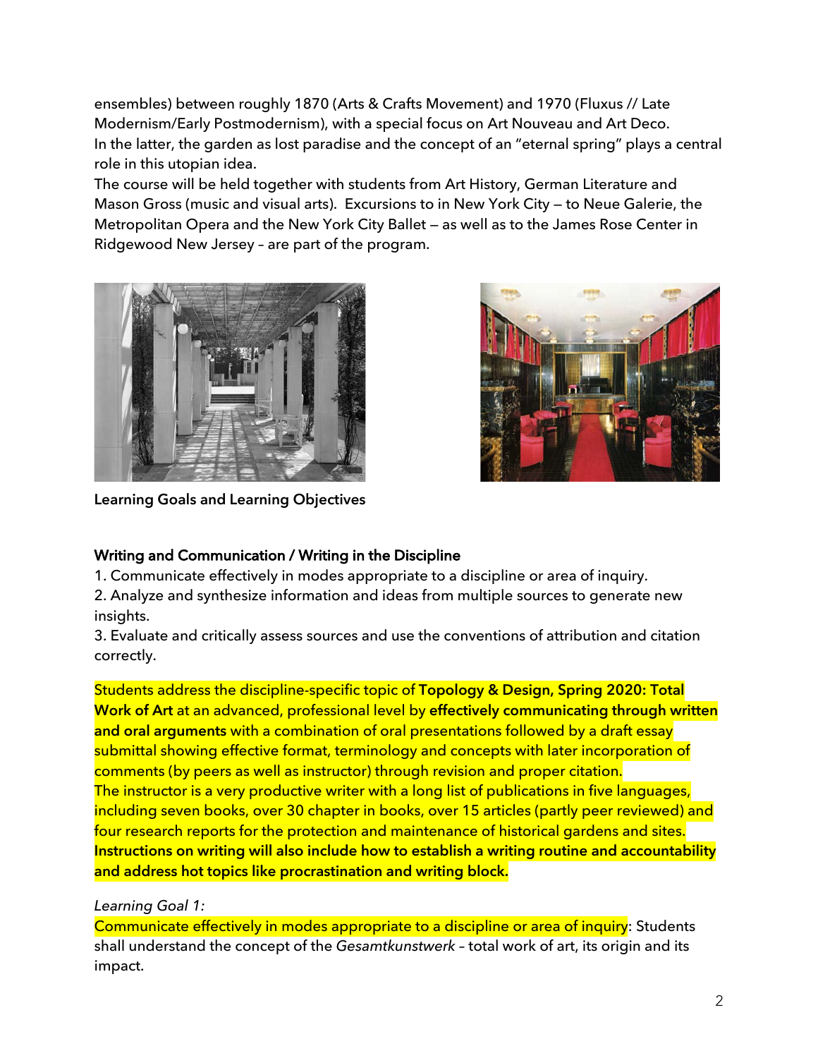ensembles) between roughly 1870 (Arts & Crafts Movement) and 1970 (Fluxus // Late Modernism/Early Postmodernism), with a special focus on Art Nouveau and Art Deco.
In the latter, the garden as lost paradise and the concept of an "eternal spring" plays a central role in this utopian idea.
The course will be held together with students from Art History, German Literature and Mason Gross (music and visual arts). Excursions to in New York City – to Neue Galerie, the Metropolitan Opera and the New York City Ballet – as well as to the James Rose Center in Ridgewood New Jersey – are part of the program.

Learning Goals and Learning Objectives

## Writing and Communication / Writing in the Discipline

1. Communicate effectively in modes appropriate to a discipline or area of inquiry.
2. Analyze and synthesize information and ideas from multiple sources to generate new insights.
3. Evaluate and critically assess sources and use the conventions of attribution and citation correctly.

Students address the discipline-specific topic of **Topology & Design, Spring 2020: Total Work of Art** at an advanced, professional level by **effectively communicating through written and oral arguments** with a combination of oral presentations followed by a draft essay submittal showing effective format, terminology and concepts with later incorporation of comments (by peers as well as instructor) through revision and proper citation.
The instructor is a very productive writer with a long list of publications in five languages, including seven books, over 30 chapter in books, over 15 articles (partly peer reviewed) and four research reports for the protection and maintenance of historical gardens and sites.
**Instructions on writing will also include how to establish a writing routine and accountability and address hot topics like procrastination and writing block.**

*Learning Goal 1:*
Communicate effectively in modes appropriate to a discipline or area of inquiry: Students shall understand the concept of the *Gesamtkunstwerk* – total work of art, its origin and its impact.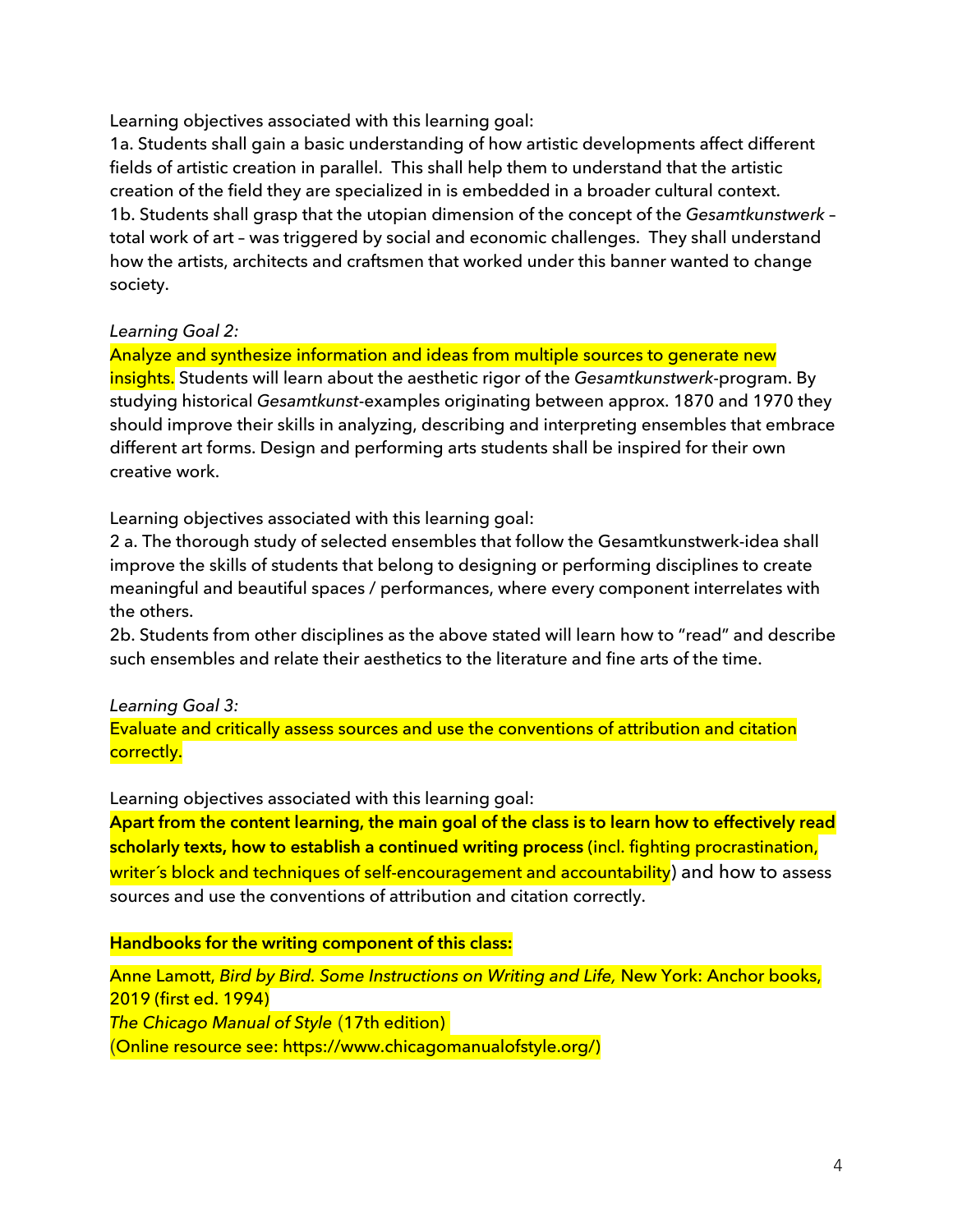Learning objectives associated with this learning goal:

1a. Students shall gain a basic understanding of how artistic developments affect different fields of artistic creation in parallel. This shall help them to understand that the artistic creation of the field they are specialized in is embedded in a broader cultural context.

1b. Students shall grasp that the utopian dimension of the concept of the *Gesamtkunstwerk* – total work of art – was triggered by social and economic challenges. They shall understand how the artists, architects and craftsmen that worked under this banner wanted to change society.

*Learning Goal 2:*

Analyze and synthesize information and ideas from multiple sources to generate new insights. Students will learn about the aesthetic rigor of the *Gesamtkunstwerk*-program. By studying historical *Gesamtkunst*-examples originating between approx. 1870 and 1970 they should improve their skills in analyzing, describing and interpreting ensembles that embrace different art forms. Design and performing arts students shall be inspired for their own creative work.

Learning objectives associated with this learning goal:

2 a. The thorough study of selected ensembles that follow the Gesamtkunstwerk-idea shall improve the skills of students that belong to designing or performing disciplines to create meaningful and beautiful spaces / performances, where every component interrelates with the others.

2b. Students from other disciplines as the above stated will learn how to "read" and describe such ensembles and relate their aesthetics to the literature and fine arts of the time.

*Learning Goal 3:*

Evaluate and critically assess sources and use the conventions of attribution and citation correctly.

Learning objectives associated with this learning goal:

**Apart from the content learning, the main goal of the class is to learn how to effectively read scholarly texts, how to establish a continued writing process** (incl. fighting procrastination, writer´s block and techniques of self-encouragement and accountability) and how to assess sources and use the conventions of attribution and citation correctly.

**Handbooks for the writing component of this class:**

Anne Lamott, *Bird by Bird. Some Instructions on Writing and Life,* New York: Anchor books, 2019 (first ed. 1994)

*The Chicago Manual of Style* (17th edition)

(Online resource see: https://www.chicagomanualofstyle.org/)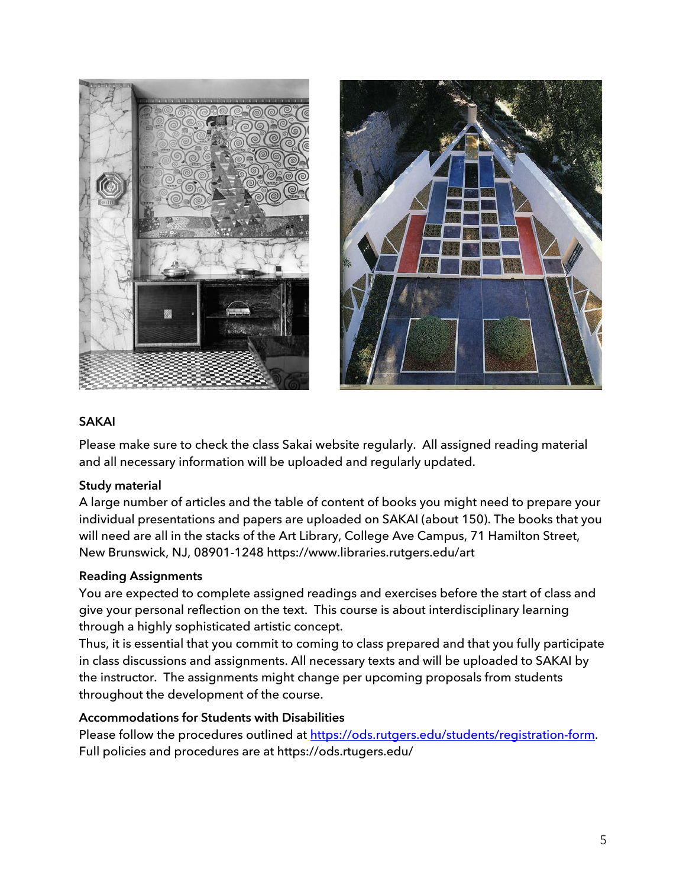## SAKAI

Please make sure to check the class Sakai website regularly. All assigned reading material and all necessary information will be uploaded and regularly updated.

**Study material**

A large number of articles and the table of content of books you might need to prepare your individual presentations and papers are uploaded on SAKAI (about 150). The books that you will need are all in the stacks of the Art Library, College Ave Campus, 71 Hamilton Street, New Brunswick, NJ, 08901-1248 https://www.libraries.rutgers.edu/art

**Reading Assignments**

You are expected to complete assigned readings and exercises before the start of class and give your personal reflection on the text. This course is about interdisciplinary learning through a highly sophisticated artistic concept.

Thus, it is essential that you commit to coming to class prepared and that you fully participate in class discussions and assignments. All necessary texts and will be uploaded to SAKAI by the instructor. The assignments might change per upcoming proposals from students throughout the development of the course.

**Accommodations for Students with Disabilities**

Please follow the procedures outlined at [https://ods.rutgers.edu/students/registration-form](https://ods.rutgers.edu/students/registration-form). Full policies and procedures are at https://ods.rtugers.edu/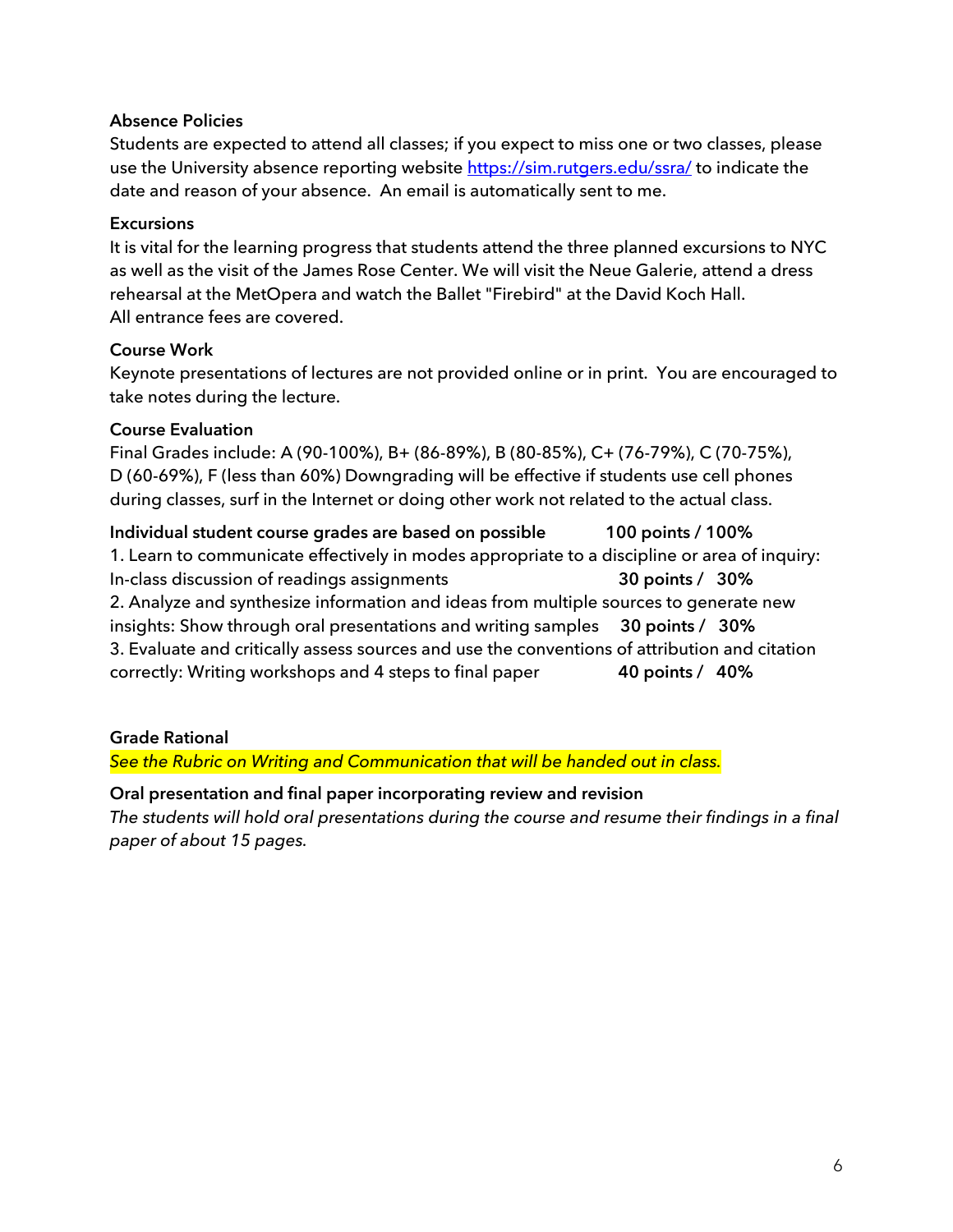**Absence Policies**

Students are expected to attend all classes; if you expect to miss one or two classes, please use the University absence reporting website [https://sim.rutgers.edu/ssra/](https://sim.rutgers.edu/ssra/) to indicate the date and reason of your absence. An email is automatically sent to me.

**Excursions**

It is vital for the learning progress that students attend the three planned excursions to NYC as well as the visit of the James Rose Center. We will visit the Neue Galerie, attend a dress rehearsal at the MetOpera and watch the Ballet "Firebird" at the David Koch Hall.
All entrance fees are covered.

**Course Work**

Keynote presentations of lectures are not provided online or in print. You are encouraged to take notes during the lecture.

**Course Evaluation**

Final Grades include: A (90-100%), B+ (86-89%), B (80-85%), C+ (76-79%), C (70-75%), D (60-69%), F (less than 60%) Downgrading will be effective if students use cell phones during classes, surf in the Internet or doing other work not related to the actual class.

**Individual student course grades are based on possible 100 points / 100%**

1. Learn to communicate effectively in modes appropriate to a discipline or area of inquiry: In-class discussion of readings assignments **30 points / 30%**
2. Analyze and synthesize information and ideas from multiple sources to generate new insights: Show through oral presentations and writing samples **30 points / 30%**
3. Evaluate and critically assess sources and use the conventions of attribution and citation correctly: Writing workshops and 4 steps to final paper **40 points / 40%**

**Grade Rational**

*See the Rubric on Writing and Communication that will be handed out in class.*

**Oral presentation and final paper incorporating review and revision**

*The students will hold oral presentations during the course and resume their findings in a final paper of about 15 pages.*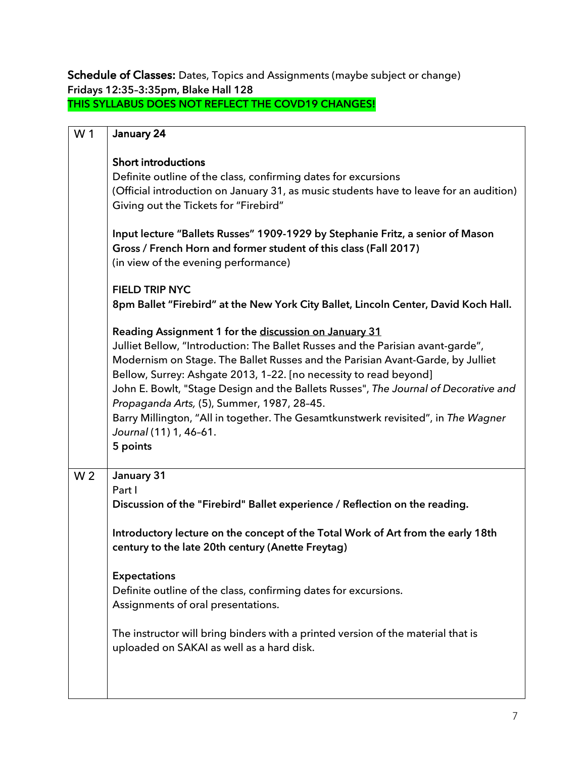**Schedule of Classes:** Dates, Topics and Assignments (maybe subject or change)
**Fridays 12:35–3:35pm, Blake Hall 128**
**THIS SYLLABUS DOES NOT REFLECT THE COVD19 CHANGES!**

| W 1 | **January 24**<br><br>**Short introductions**<br>Definite outline of the class, confirming dates for excursions<br>(Official introduction on January 31, as music students have to leave for an audition)<br>Giving out the Tickets for "Firebird"<br><br>**Input lecture "Ballets Russes" 1909-1929 by Stephanie Fritz, a senior of Mason Gross / French Horn and former student of this class (Fall 2017)**<br>(in view of the evening performance)<br><br>**FIELD TRIP NYC**<br>**8pm Ballet "Firebird" at the New York City Ballet, Lincoln Center, David Koch Hall.**<br><br>**Reading Assignment 1 for the discussion on January 31**<br>Julliet Bellow, "Introduction: The Ballet Russes and the Parisian avant-garde", Modernism on Stage. The Ballet Russes and the Parisian Avant-Garde, by Julliet Bellow, Surrey: Ashgate 2013, 1–22. [no necessity to read beyond]<br>John E. Bowlt, "Stage Design and the Ballets Russes", *The Journal of Decorative and Propaganda Arts,* (5), Summer, 1987, 28–45.<br>Barry Millington, "All in together. The Gesamtkunstwerk revisited", in *The Wagner Journal* (11) 1, 46–61.<br>**5 points** |
|---|---|
| W 2 | **January 31**<br>Part I<br>**Discussion of the "Firebird" Ballet experience / Reflection on the reading.**<br><br>**Introductory lecture on the concept of the Total Work of Art from the early 18th century to the late 20th century (Anette Freytag)**<br><br>**Expectations**<br>Definite outline of the class, confirming dates for excursions.<br>Assignments of oral presentations.<br><br>The instructor will bring binders with a printed version of the material that is uploaded on SAKAI as well as a hard disk. |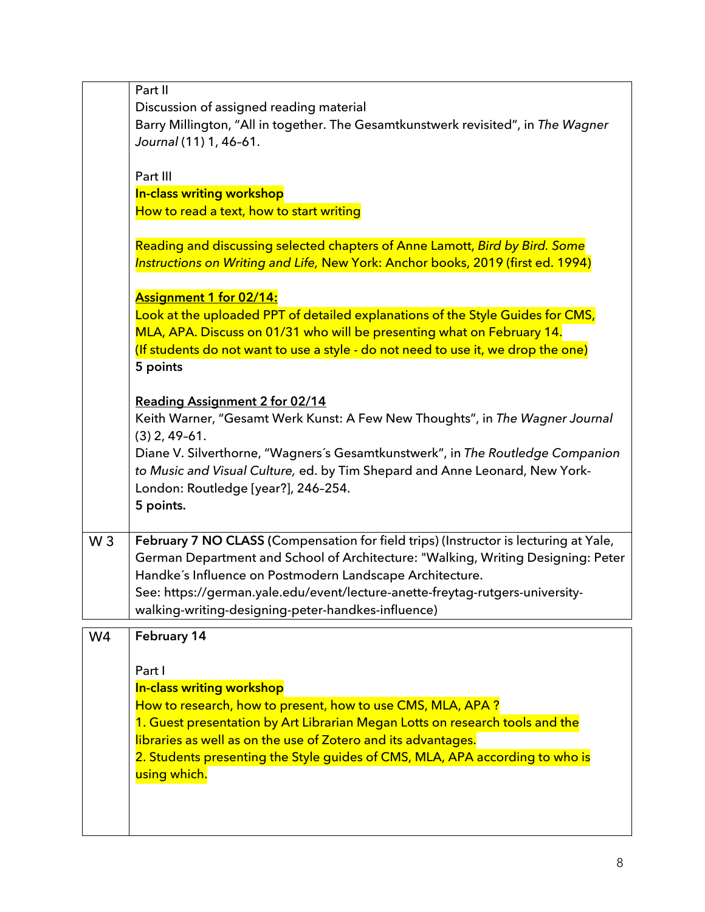| | |
|---|---|
| | Part II<br>Discussion of assigned reading material<br>Barry Millington, "All in together. The Gesamtkunstwerk revisited", in *The Wagner Journal* (11) 1, 46-61.<br><br>Part III<br>**In-class writing workshop**<br>How to read a text, how to start writing<br><br>Reading and discussing selected chapters of Anne Lamott, *Bird by Bird. Some Instructions on Writing and Life,* New York: Anchor books, 2019 (first ed. 1994)<br><br>**Assignment 1 for 02/14:**<br>Look at the uploaded PPT of detailed explanations of the Style Guides for CMS, MLA, APA. Discuss on 01/31 who will be presenting what on February 14.<br>(If students do not want to use a style - do not need to use it, we drop the one)<br>**5 points**<br><br>**Reading Assignment 2 for 02/14**<br>Keith Warner, "Gesamt Werk Kunst: A Few New Thoughts", in *The Wagner Journal* (3) 2, 49-61.<br>Diane V. Silverthorne, "Wagners´s Gesamtkunstwerk", in *The Routledge Companion to Music and Visual Culture,* ed. by Tim Shepard and Anne Leonard, New York-London: Routledge [year?], 246-254.<br>**5 points.** |
| W 3 | **February 7 NO CLASS** (Compensation for field trips) (Instructor is lecturing at Yale, German Department and School of Architecture: "Walking, Writing Designing: Peter Handke´s Influence on Postmodern Landscape Architecture.<br>See: https://german.yale.edu/event/lecture-anette-freytag-rutgers-university-walking-writing-designing-peter-handkes-influence) |

| | |
|---|---|
| W4 | **February 14**<br><br>Part I<br>**In-class writing workshop**<br>How to research, how to present, how to use CMS, MLA, APA ?<br>1. Guest presentation by Art Librarian Megan Lotts on research tools and the libraries as well as on the use of Zotero and its advantages.<br>2. Students presenting the Style guides of CMS, MLA, APA according to who is using which. |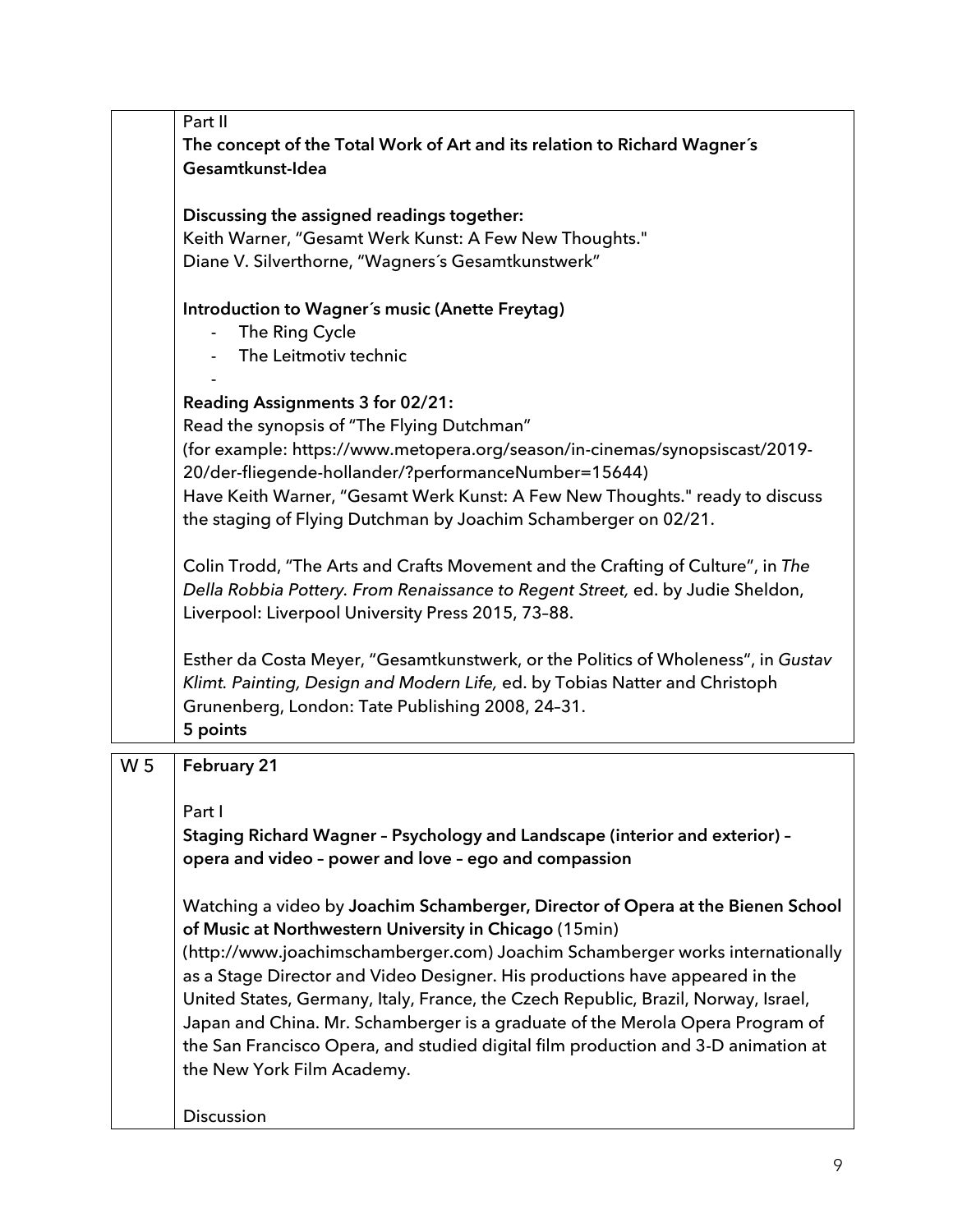| | |
|---|---|
| | Part II<br>**The concept of the Total Work of Art and its relation to Richard Wagner´s Gesamtkunst-Idea**<br><br>**Discussing the assigned readings together:**<br>Keith Warner, "Gesamt Werk Kunst: A Few New Thoughts."<br>Diane V. Silverthorne, "Wagners´s Gesamtkunstwerk"<br><br>**Introduction to Wagner´s music (Anette Freytag)**<br>- The Ring Cycle<br>- The Leitmotiv technic<br>-<br><br>**Reading Assignments 3 for 02/21:**<br>Read the synopsis of "The Flying Dutchman"<br>(for example: https://www.metopera.org/season/in-cinemas/synopsiscast/2019-20/der-fliegende-hollander/?performanceNumber=15644)<br>Have Keith Warner, "Gesamt Werk Kunst: A Few New Thoughts." ready to discuss the staging of Flying Dutchman by Joachim Schamberger on 02/21.<br><br>Colin Trodd, "The Arts and Crafts Movement and the Crafting of Culture", in *The Della Robbia Pottery. From Renaissance to Regent Street,* ed. by Judie Sheldon, Liverpool: Liverpool University Press 2015, 73–88.<br><br>Esther da Costa Meyer, "Gesamtkunstwerk, or the Politics of Wholeness", in *Gustav Klimt. Painting, Design and Modern Life,* ed. by Tobias Natter and Christoph Grunenberg, London: Tate Publishing 2008, 24–31.<br>**5 points** |
| W 5 | **February 21**<br><br>Part I<br>**Staging Richard Wagner – Psychology and Landscape (interior and exterior) – opera and video – power and love – ego and compassion**<br><br>Watching a video by **Joachim Schamberger, Director of Opera at the Bienen School of Music at Northwestern University in Chicago** (15min)<br>(http://www.joachimschamberger.com) Joachim Schamberger works internationally as a Stage Director and Video Designer. His productions have appeared in the United States, Germany, Italy, France, the Czech Republic, Brazil, Norway, Israel, Japan and China. Mr. Schamberger is a graduate of the Merola Opera Program of the San Francisco Opera, and studied digital film production and 3-D animation at the New York Film Academy.<br><br>Discussion |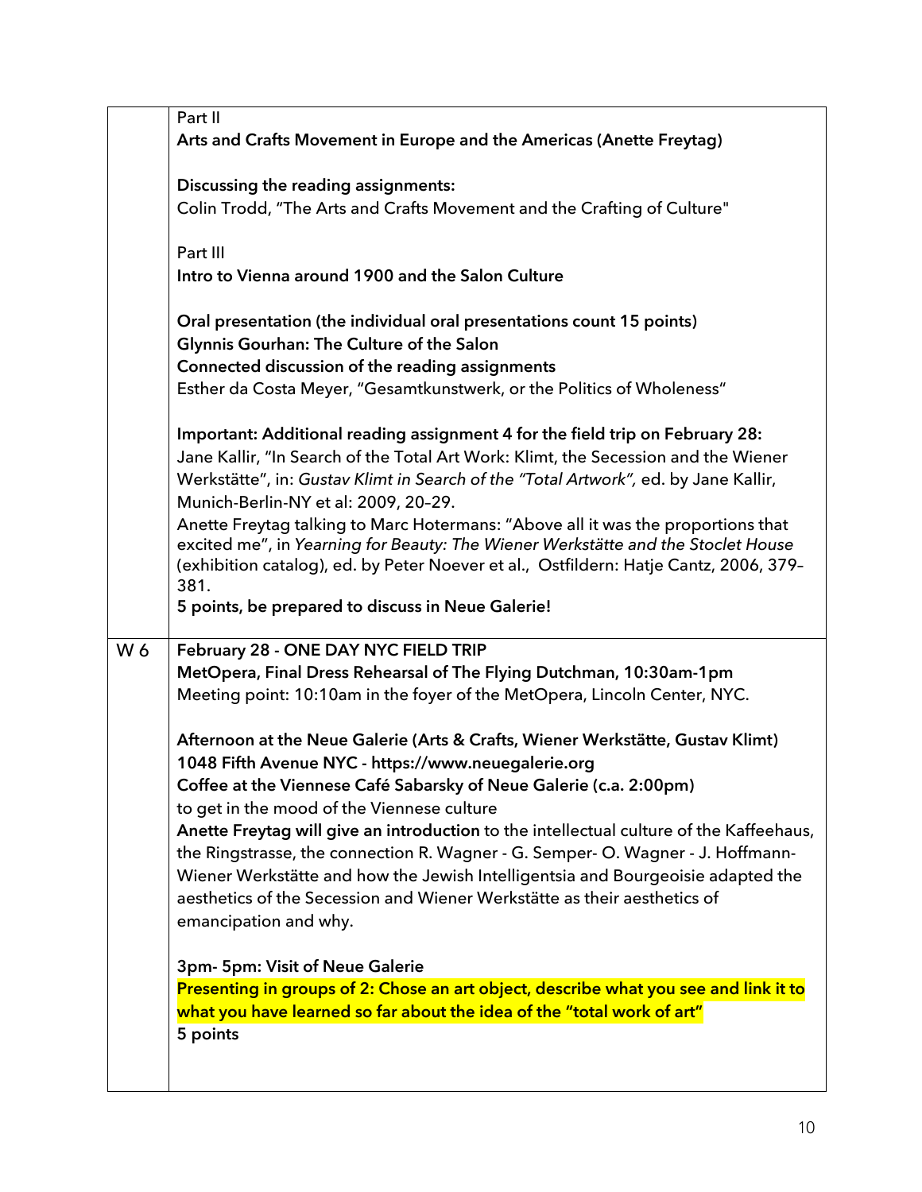| | |
|---|---|
| | Part II<br>**Arts and Crafts Movement in Europe and the Americas (Anette Freytag)**<br><br>**Discussing the reading assignments:**<br>Colin Trodd, "The Arts and Crafts Movement and the Crafting of Culture"<br><br>Part III<br>**Intro to Vienna around 1900 and the Salon Culture**<br><br>**Oral presentation (the individual oral presentations count 15 points)**<br>**Glynnis Gourhan: The Culture of the Salon**<br>**Connected discussion of the reading assignments**<br>Esther da Costa Meyer, "Gesamtkunstwerk, or the Politics of Wholeness"<br><br>**Important: Additional reading assignment 4 for the field trip on February 28:**<br>Jane Kallir, "In Search of the Total Art Work: Klimt, the Secession and the Wiener Werkstätte", in: *Gustav Klimt in Search of the "Total Artwork",* ed. by Jane Kallir, Munich-Berlin-NY et al: 2009, 20–29.<br>Anette Freytag talking to Marc Hotermans: "Above all it was the proportions that excited me", in *Yearning for Beauty: The Wiener Werkstätte and the Stoclet House* (exhibition catalog), ed. by Peter Noever et al., Ostfildern: Hatje Cantz, 2006, 379–381.<br>**5 points, be prepared to discuss in Neue Galerie!** |
| W 6 | **February 28 - ONE DAY NYC FIELD TRIP**<br>**MetOpera, Final Dress Rehearsal of The Flying Dutchman, 10:30am-1pm**<br>Meeting point: 10:10am in the foyer of the MetOpera, Lincoln Center, NYC.<br><br>**Afternoon at the Neue Galerie (Arts & Crafts, Wiener Werkstätte, Gustav Klimt)**<br>**1048 Fifth Avenue NYC - https://www.neuegalerie.org**<br>**Coffee at the Viennese Café Sabarsky of Neue Galerie (c.a. 2:00pm)**<br>to get in the mood of the Viennese culture<br>**Anette Freytag will give an introduction** to the intellectual culture of the Kaffeehaus, the Ringstrasse, the connection R. Wagner - G. Semper- O. Wagner - J. Hoffmann-Wiener Werkstätte and how the Jewish Intelligentsia and Bourgeoisie adapted the aesthetics of the Secession and Wiener Werkstätte as their aesthetics of emancipation and why.<br><br>**3pm- 5pm: Visit of Neue Galerie**<br>**Presenting in groups of 2: Chose an art object, describe what you see and link it to what you have learned so far about the idea of the "total work of art"**<br>**5 points** |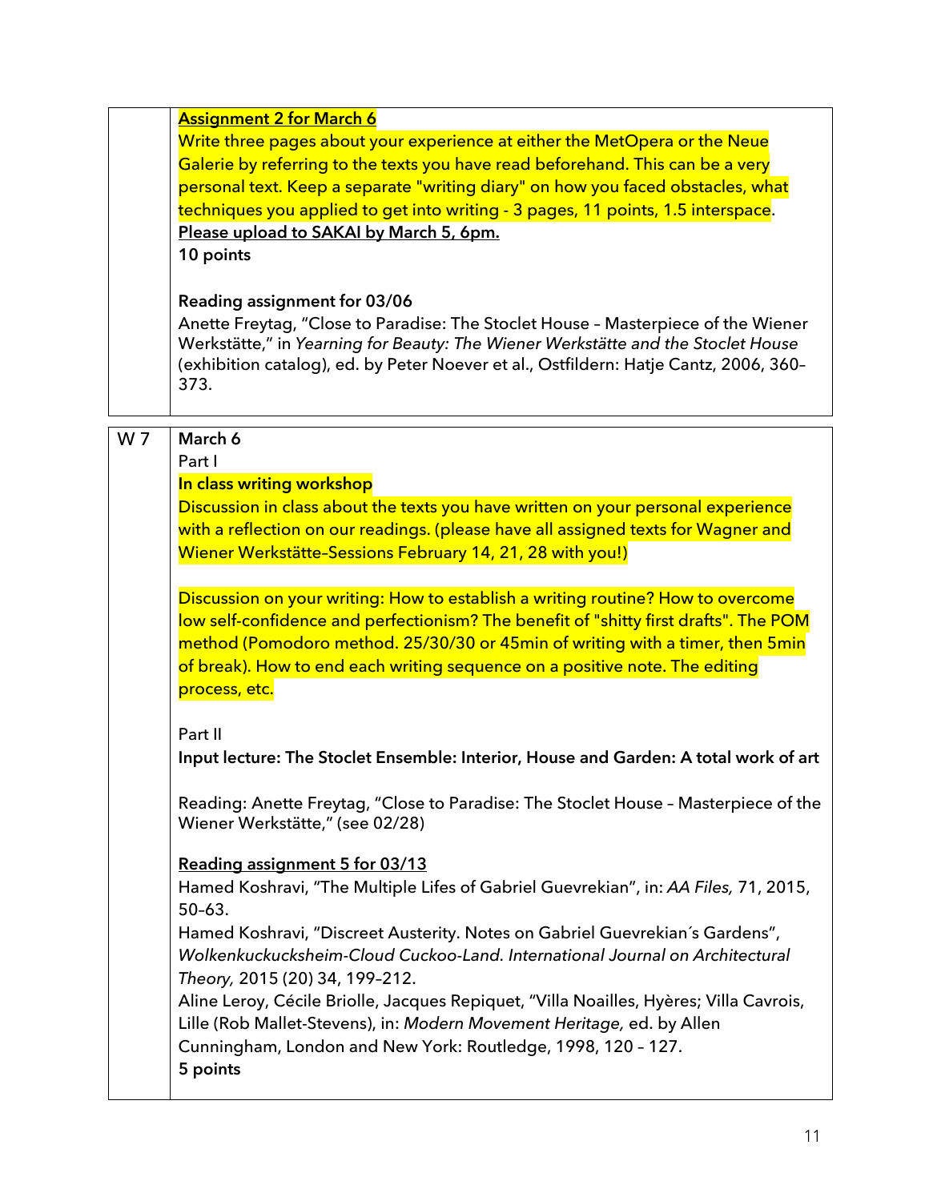|  |  |
|---|---|
|  | **Assignment 2 for March 6**<br>Write three pages about your experience at either the MetOpera or the Neue Galerie by referring to the texts you have read beforehand. This can be a very personal text. Keep a separate "writing diary" on how you faced obstacles, what techniques you applied to get into writing - 3 pages, 11 points, 1.5 interspace.<br>**Please upload to SAKAI by March 5, 6pm.**<br>**10 points**<br><br>**Reading assignment for 03/06**<br>Anette Freytag, "Close to Paradise: The Stoclet House – Masterpiece of the Wiener Werkstätte," in *Yearning for Beauty: The Wiener Werkstätte and the Stoclet House* (exhibition catalog), ed. by Peter Noever et al., Ostfildern: Hatje Cantz, 2006, 360–373. |
| W 7 | **March 6**<br>Part I<br>**In class writing workshop**<br>Discussion in class about the texts you have written on your personal experience with a reflection on our readings. (please have all assigned texts for Wagner and Wiener Werkstätte–Sessions February 14, 21, 28 with you!)<br><br>Discussion on your writing: How to establish a writing routine? How to overcome low self-confidence and perfectionism? The benefit of "shitty first drafts". The POM method (Pomodoro method. 25/30/30 or 45min of writing with a timer, then 5min of break). How to end each writing sequence on a positive note. The editing process, etc.<br><br>Part II<br>**Input lecture: The Stoclet Ensemble: Interior, House and Garden: A total work of art**<br><br>Reading: Anette Freytag, "Close to Paradise: The Stoclet House – Masterpiece of the Wiener Werkstätte," (see 02/28)<br><br>**Reading assignment 5 for 03/13**<br>Hamed Koshravi, "The Multiple Lifes of Gabriel Guevrekian", in: *AA Files,* 71, 2015, 50-63.<br>Hamed Koshravi, "Discreet Austerity. Notes on Gabriel Guevrekian´s Gardens", *Wolkenkuckucksheim-Cloud Cuckoo-Land. International Journal on Architectural Theory,* 2015 (20) 34, 199–212.<br>Aline Leroy, Cécile Briolle, Jacques Repiquet, "Villa Noailles, Hyères; Villa Cavrois, Lille (Rob Mallet-Stevens), in: *Modern Movement Heritage,* ed. by Allen Cunningham, London and New York: Routledge, 1998, 120 – 127.<br>**5 points** |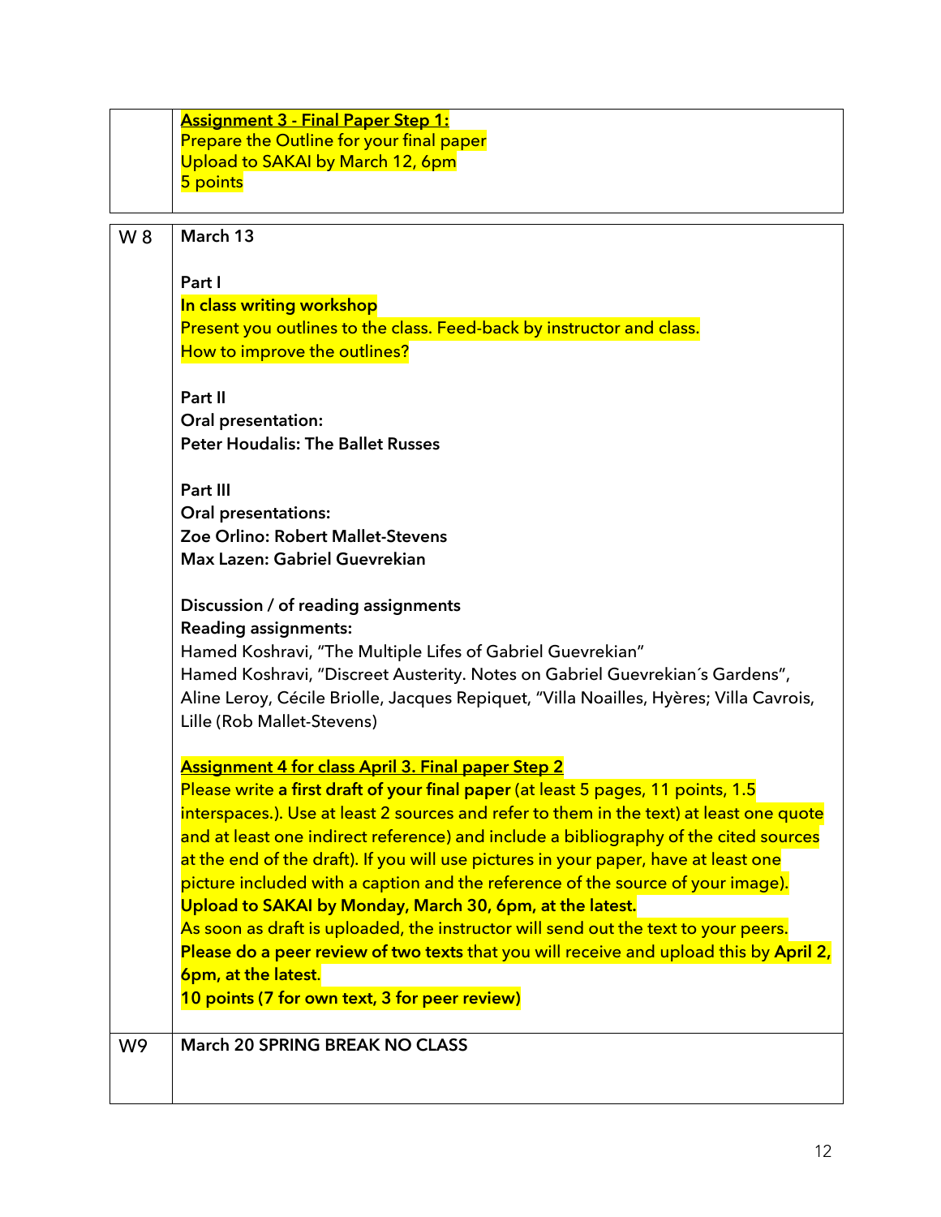| | **Assignment 3 - Final Paper Step 1:**<br>Prepare the Outline for your final paper<br>Upload to SAKAI by March 12, 6pm<br>5 points |
|---|---|

| | |
|---|---|
| W 8 | **March 13**<br><br>**Part I**<br>**In class writing workshop**<br>Present you outlines to the class. Feed-back by instructor and class.<br>How to improve the outlines?<br><br>**Part II**<br>**Oral presentation:**<br>**Peter Houdalis: The Ballet Russes**<br><br>**Part III**<br>**Oral presentations:**<br>**Zoe Orlino: Robert Mallet-Stevens**<br>**Max Lazen: Gabriel Guevrekian**<br><br>**Discussion / of reading assignments**<br>**Reading assignments:**<br>Hamed Koshravi, "The Multiple Lifes of Gabriel Guevrekian"<br>Hamed Koshravi, "Discreet Austerity. Notes on Gabriel Guevrekian´s Gardens",<br>Aline Leroy, Cécile Briolle, Jacques Repiquet, "Villa Noailles, Hyères; Villa Cavrois, Lille (Rob Mallet-Stevens)<br><br>**Assignment 4 for class April 3. Final paper Step 2**<br>Please write **a first draft of your final paper** (at least 5 pages, 11 points, 1.5 interspaces.). Use at least 2 sources and refer to them in the text) at least one quote and at least one indirect reference) and include a bibliography of the cited sources at the end of the draft). If you will use pictures in your paper, have at least one picture included with a caption and the reference of the source of your image).<br>**Upload to SAKAI by Monday, March 30, 6pm, at the latest.**<br>As soon as draft is uploaded, the instructor will send out the text to your peers.<br>**Please do a peer review of two texts** that you will receive and upload this by **April 2, 6pm, at the latest.**<br>**10 points (7 for own text, 3 for peer review)** |
| W9 | **March 20 SPRING BREAK NO CLASS** |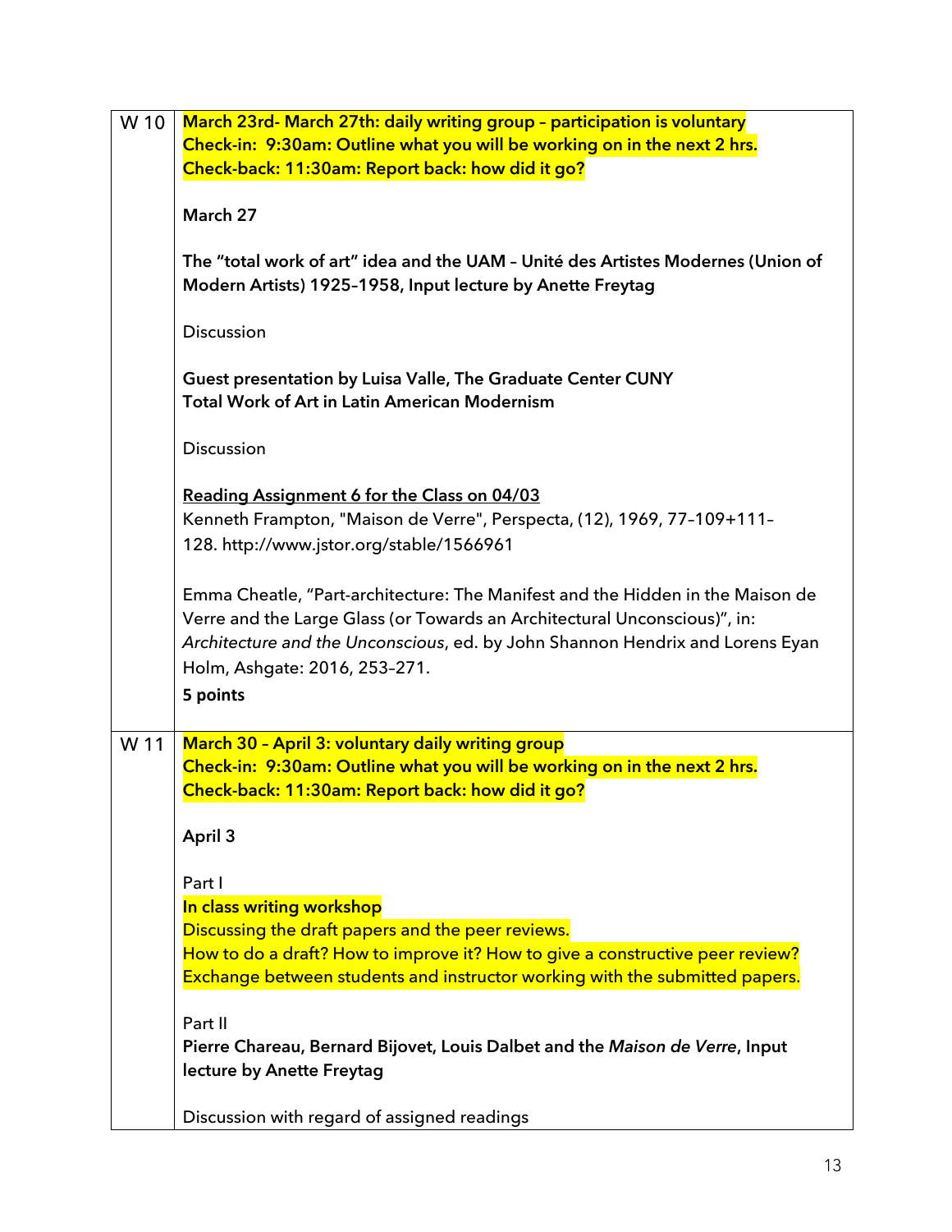| | |
|---|---|
| W 10 | **March 23rd- March 27th: daily writing group – participation is voluntary**<br>**Check-in: 9:30am: Outline what you will be working on in the next 2 hrs.**<br>**Check-back: 11:30am: Report back: how did it go?**<br><br>**March 27**<br><br>**The "total work of art" idea and the UAM – Unité des Artistes Modernes (Union of Modern Artists) 1925–1958, Input lecture by Anette Freytag**<br><br>Discussion<br><br>**Guest presentation by Luisa Valle, The Graduate Center CUNY**<br>**Total Work of Art in Latin American Modernism**<br><br>Discussion<br><br>Reading Assignment 6 for the Class on 04/03<br>Kenneth Frampton, "Maison de Verre", Perspecta, (12), 1969, 77–109+111–128. http://www.jstor.org/stable/1566961<br><br>Emma Cheatle, "Part-architecture: The Manifest and the Hidden in the Maison de Verre and the Large Glass (or Towards an Architectural Unconscious)", in: *Architecture and the Unconscious*, ed. by John Shannon Hendrix and Lorens Eyan Holm, Ashgate: 2016, 253–271.<br>**5 points** |
| W 11 | **March 30 – April 3: voluntary daily writing group**<br>**Check-in: 9:30am: Outline what you will be working on in the next 2 hrs.**<br>**Check-back: 11:30am: Report back: how did it go?**<br><br>**April 3**<br><br>Part I<br>**In class writing workshop**<br>Discussing the draft papers and the peer reviews.<br>How to do a draft? How to improve it? How to give a constructive peer review?<br>Exchange between students and instructor working with the submitted papers.<br><br>Part II<br>**Pierre Chareau, Bernard Bijovet, Louis Dalbet and the *Maison de Verre*, Input lecture by Anette Freytag**<br><br>Discussion with regard of assigned readings |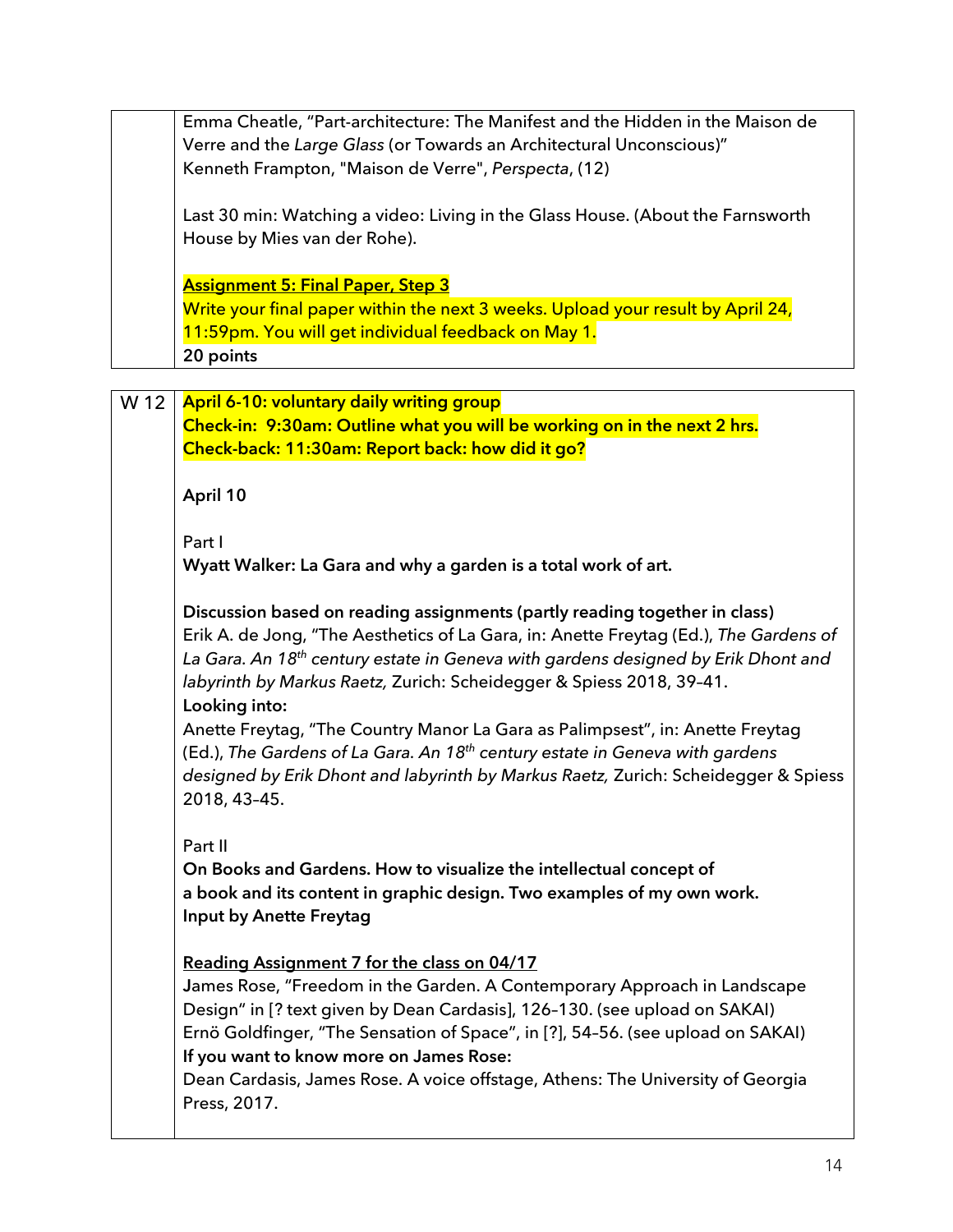| | |
|---|---|
| | Emma Cheatle, "Part-architecture: The Manifest and the Hidden in the Maison de Verre and the *Large Glass* (or Towards an Architectural Unconscious)"<br>Kenneth Frampton, "Maison de Verre", *Perspecta*, (12)<br><br>Last 30 min: Watching a video: Living in the Glass House. (About the Farnsworth House by Mies van der Rohe).<br><br>**Assignment 5: Final Paper, Step 3**<br>Write your final paper within the next 3 weeks. Upload your result by April 24, 11:59pm. You will get individual feedback on May 1.<br>**20 points** |

| | |
|---|---|
| W 12 | **April 6-10: voluntary daily writing group**<br>**Check-in: 9:30am: Outline what you will be working on in the next 2 hrs.**<br>**Check-back: 11:30am: Report back: how did it go?**<br><br>**April 10**<br><br>Part I<br>**Wyatt Walker: La Gara and why a garden is a total work of art.**<br><br>**Discussion based on reading assignments (partly reading together in class)**<br>Erik A. de Jong, "The Aesthetics of La Gara, in: Anette Freytag (Ed.), *The Gardens of La Gara. An 18th century estate in Geneva with gardens designed by Erik Dhont and labyrinth by Markus Raetz,* Zurich: Scheidegger & Spiess 2018, 39–41.<br>**Looking into:**<br>Anette Freytag, "The Country Manor La Gara as Palimpsest", in: Anette Freytag (Ed.), *The Gardens of La Gara. An 18th century estate in Geneva with gardens designed by Erik Dhont and labyrinth by Markus Raetz,* Zurich: Scheidegger & Spiess 2018, 43–45.<br><br>Part II<br>**On Books and Gardens. How to visualize the intellectual concept of a book and its content in graphic design. Two examples of my own work.**<br>**Input by Anette Freytag**<br><br>**Reading Assignment 7 for the class on 04/17**<br>James Rose, "Freedom in the Garden. A Contemporary Approach in Landscape Design" in [? text given by Dean Cardasis], 126–130. (see upload on SAKAI)<br>Ernö Goldfinger, "The Sensation of Space", in [?], 54–56. (see upload on SAKAI)<br>**If you want to know more on James Rose:**<br>Dean Cardasis, James Rose. A voice offstage, Athens: The University of Georgia Press, 2017. |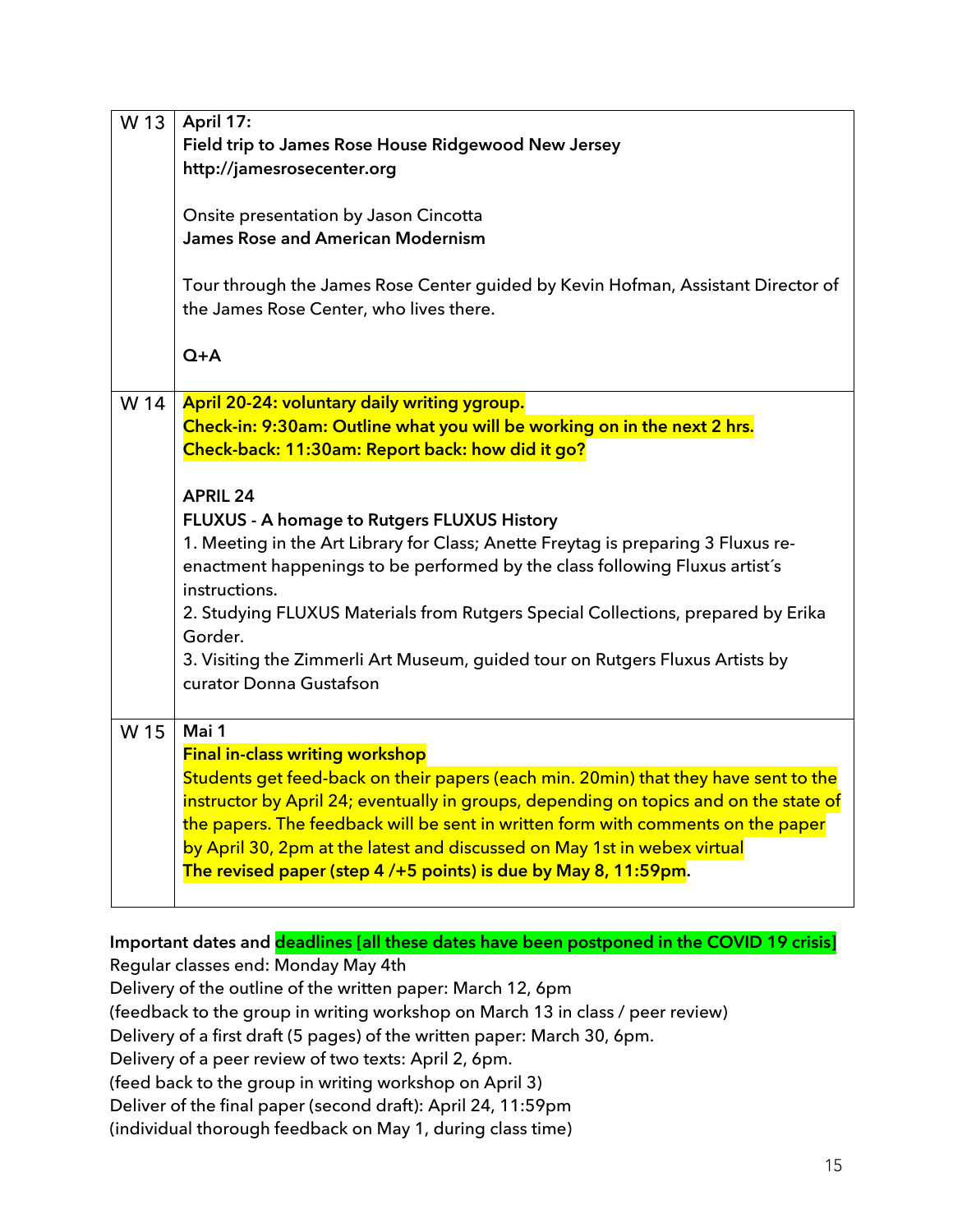| | |
|---|---|
| W 13 | **April 17:**<br>**Field trip to James Rose House Ridgewood New Jersey**<br>**http://jamesrosecenter.org**<br><br>Onsite presentation by Jason Cincotta<br>**James Rose and American Modernism**<br><br>Tour through the James Rose Center guided by Kevin Hofman, Assistant Director of the James Rose Center, who lives there.<br><br>**Q+A** |
| W 14 | **April 20-24: voluntary daily writing ygroup.**<br>**Check-in: 9:30am: Outline what you will be working on in the next 2 hrs.**<br>**Check-back: 11:30am: Report back: how did it go?**<br><br>**APRIL 24**<br>**FLUXUS - A homage to Rutgers FLUXUS History**<br>1. Meeting in the Art Library for Class; Anette Freytag is preparing 3 Fluxus re-enactment happenings to be performed by the class following Fluxus artist´s instructions.<br>2. Studying FLUXUS Materials from Rutgers Special Collections, prepared by Erika Gorder.<br>3. Visiting the Zimmerli Art Museum, guided tour on Rutgers Fluxus Artists by curator Donna Gustafson |
| W 15 | **Mai 1**<br>**Final in-class writing workshop**<br>Students get feed-back on their papers (each min. 20min) that they have sent to the instructor by April 24; eventually in groups, depending on topics and on the state of the papers. The feedback will be sent in written form with comments on the paper by April 30, 2pm at the latest and discussed on May 1st in webex virtual<br>**The revised paper (step 4 /+5 points) is due by May 8, 11:59pm**. |

**Important dates and deadlines [all these dates have been postponed in the COVID 19 crisis]**
Regular classes end: Monday May 4th
Delivery of the outline of the written paper: March 12, 6pm
(feedback to the group in writing workshop on March 13 in class / peer review)
Delivery of a first draft (5 pages) of the written paper: March 30, 6pm.
Delivery of a peer review of two texts: April 2, 6pm.
(feed back to the group in writing workshop on April 3)
Deliver of the final paper (second draft): April 24, 11:59pm
(individual thorough feedback on May 1, during class time)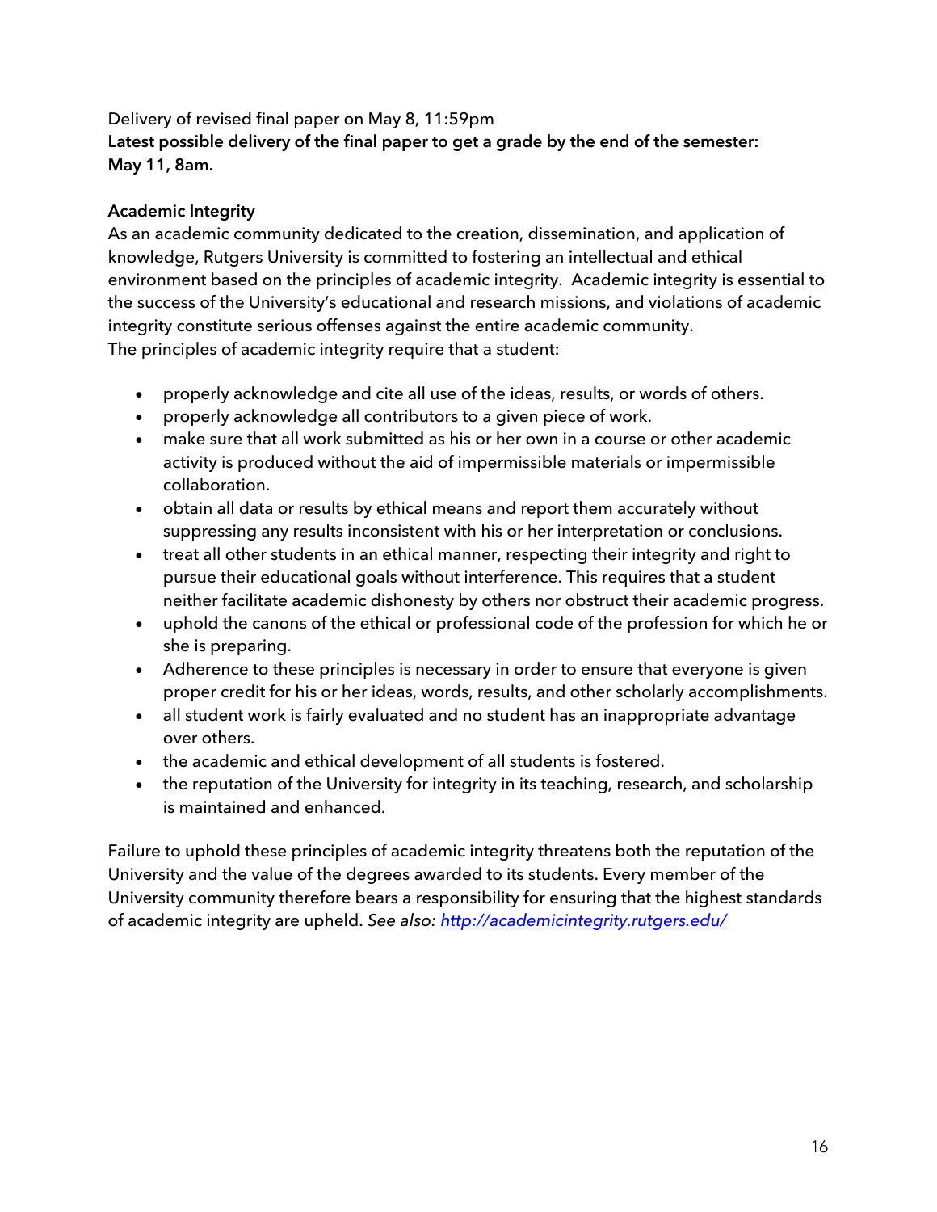Delivery of revised final paper on May 8, 11:59pm

**Latest possible delivery of the final paper to get a grade by the end of the semester: May 11, 8am.**

**Academic Integrity**

As an academic community dedicated to the creation, dissemination, and application of knowledge, Rutgers University is committed to fostering an intellectual and ethical environment based on the principles of academic integrity. Academic integrity is essential to the success of the University's educational and research missions, and violations of academic integrity constitute serious offenses against the entire academic community.

The principles of academic integrity require that a student:

- properly acknowledge and cite all use of the ideas, results, or words of others.
- properly acknowledge all contributors to a given piece of work.
- make sure that all work submitted as his or her own in a course or other academic activity is produced without the aid of impermissible materials or impermissible collaboration.
- obtain all data or results by ethical means and report them accurately without suppressing any results inconsistent with his or her interpretation or conclusions.
- treat all other students in an ethical manner, respecting their integrity and right to pursue their educational goals without interference. This requires that a student neither facilitate academic dishonesty by others nor obstruct their academic progress.
- uphold the canons of the ethical or professional code of the profession for which he or she is preparing.
- Adherence to these principles is necessary in order to ensure that everyone is given proper credit for his or her ideas, words, results, and other scholarly accomplishments.
- all student work is fairly evaluated and no student has an inappropriate advantage over others.
- the academic and ethical development of all students is fostered.
- the reputation of the University for integrity in its teaching, research, and scholarship is maintained and enhanced.

Failure to uphold these principles of academic integrity threatens both the reputation of the University and the value of the degrees awarded to its students. Every member of the University community therefore bears a responsibility for ensuring that the highest standards of academic integrity are upheld. *See also: [http://academicintegrity.rutgers.edu/](http://academicintegrity.rutgers.edu/)*